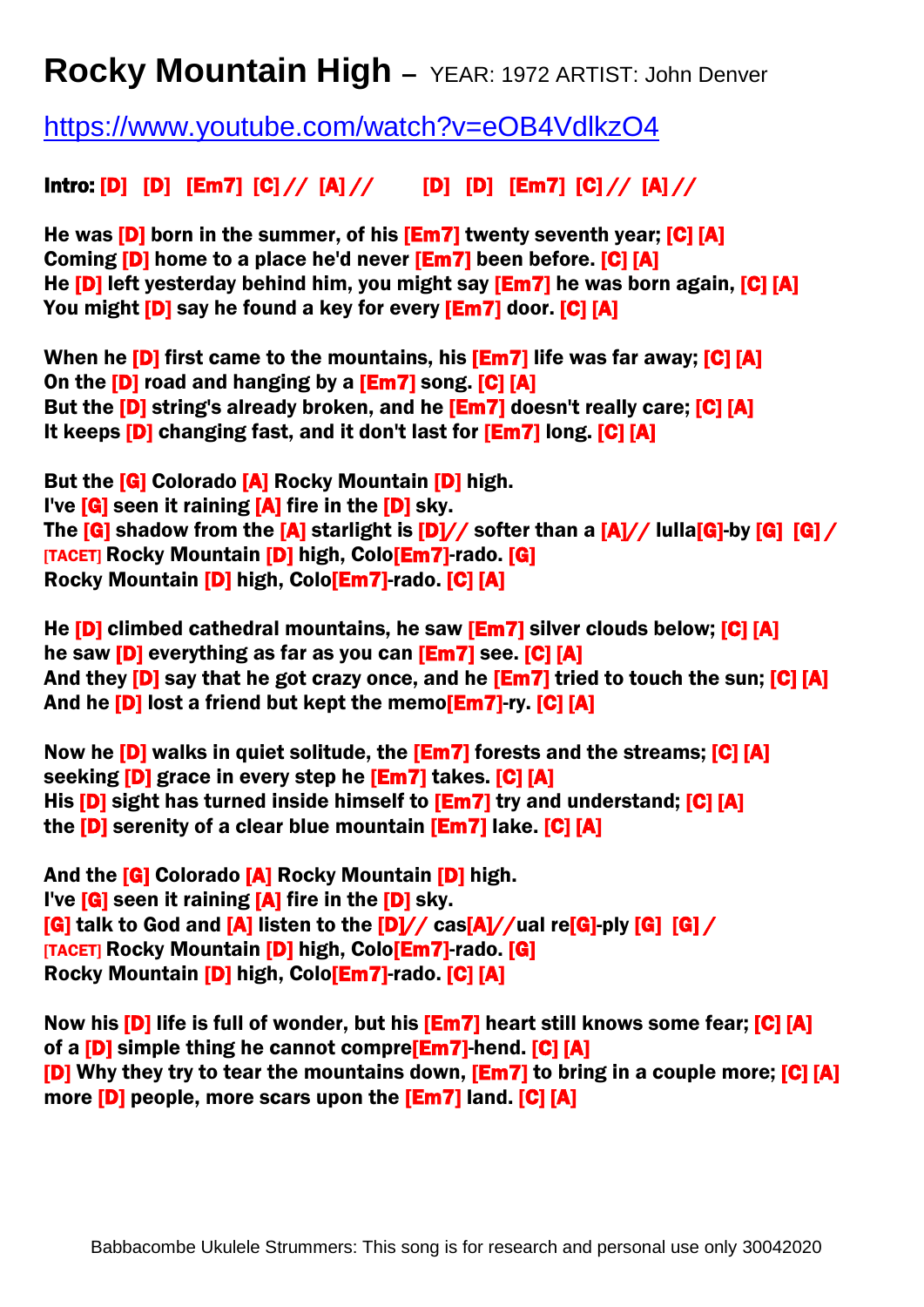# Rocky Mountain High – YEAR: 1972 ARTIST: John Denver

https://www.youtube.com/watch?v=eOB4VdlkzO4

**Intro: [D] [D] [Em7] [C]// [A]// [D] [D] [Em7] [C]// [A]//**

**He was [D] born in the summer, of his [Em7] twenty seventh year; [C] [A]**
**Coming [D] home to a place he'd never [Em7] been before. [C] [A]**
**He [D] left yesterday behind him, you might say [Em7] he was born again, [C] [A]**
**You might [D] say he found a key for every [Em7] door. [C] [A]**

**When he [D] first came to the mountains, his [Em7] life was far away; [C] [A]**
**On the [D] road and hanging by a [Em7] song. [C] [A]**
**But the [D] string's already broken, and he [Em7] doesn't really care; [C] [A]**
**It keeps [D] changing fast, and it don't last for [Em7] long. [C] [A]**

**But the [G] Colorado [A] Rocky Mountain [D] high.**
**I've [G] seen it raining [A] fire in the [D] sky.**
**The [G] shadow from the [A] starlight is [D]// softer than a [A]// lulla[G]-by [G] [G]/**
**[TACET] Rocky Mountain [D] high, Colo[Em7]-rado. [G]**
**Rocky Mountain [D] high, Colo[Em7]-rado. [C] [A]**

**He [D] climbed cathedral mountains, he saw [Em7] silver clouds below; [C] [A]**
**he saw [D] everything as far as you can [Em7] see. [C] [A]**
**And they [D] say that he got crazy once, and he [Em7] tried to touch the sun; [C] [A]**
**And he [D] lost a friend but kept the memo[Em7]-ry. [C] [A]**

**Now he [D] walks in quiet solitude, the [Em7] forests and the streams; [C] [A]**
**seeking [D] grace in every step he [Em7] takes. [C] [A]**
**His [D] sight has turned inside himself to [Em7] try and understand; [C] [A]**
**the [D] serenity of a clear blue mountain [Em7] lake. [C] [A]**

**And the [G] Colorado [A] Rocky Mountain [D] high.**
**I've [G] seen it raining [A] fire in the [D] sky.**
**[G] talk to God and [A] listen to the [D]// cas[A]//ual re[G]-ply [G] [G]/**
**[TACET] Rocky Mountain [D] high, Colo[Em7]-rado. [G]**
**Rocky Mountain [D] high, Colo[Em7]-rado. [C] [A]**

**Now his [D] life is full of wonder, but his [Em7] heart still knows some fear; [C] [A]**
**of a [D] simple thing he cannot compre[Em7]-hend. [C] [A]**
**[D] Why they try to tear the mountains down, [Em7] to bring in a couple more; [C] [A]**
**more [D] people, more scars upon the [Em7] land. [C] [A]**

Babbacombe Ukulele Strummers: This song is for research and personal use only 30042020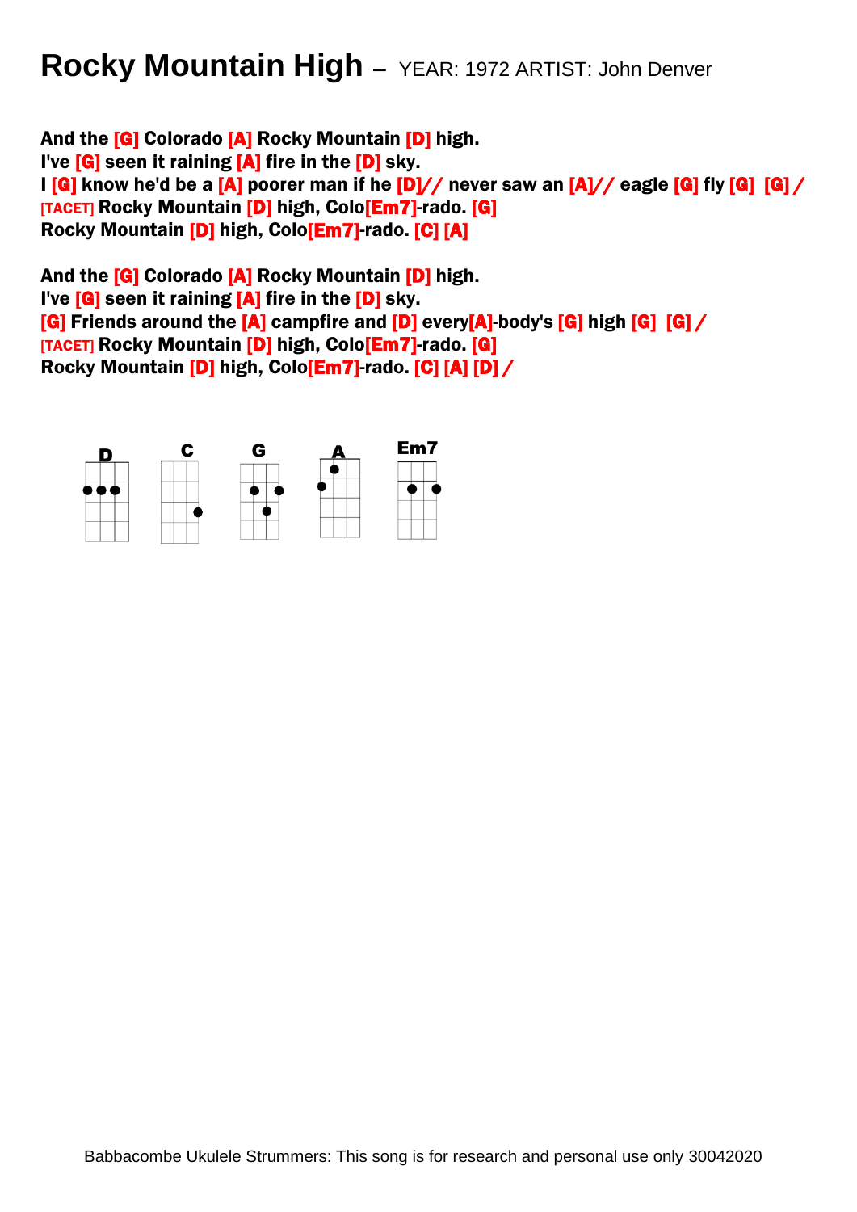# Rocky Mountain High – YEAR: 1972 ARTIST: John Denver

**And the [G] Colorado [A] Rocky Mountain [D] high.**
**I've [G] seen it raining [A] fire in the [D] sky.**
**I [G] know he'd be a [A] poorer man if he [D]// never saw an [A]// eagle [G] fly [G] [G] /**
**[TACET] Rocky Mountain [D] high, Colo[Em7]-rado. [G]**
**Rocky Mountain [D] high, Colo[Em7]-rado. [C] [A]**

**And the [G] Colorado [A] Rocky Mountain [D] high.**
**I've [G] seen it raining [A] fire in the [D] sky.**
**[G] Friends around the [A] campfire and [D] every[A]-body's [G] high [G] [G] /**
**[TACET] Rocky Mountain [D] high, Colo[Em7]-rado. [G]**
**Rocky Mountain [D] high, Colo[Em7]-rado. [C] [A] [D] /**

D C G A Em7

Babbacombe Ukulele Strummers: This song is for research and personal use only 30042020